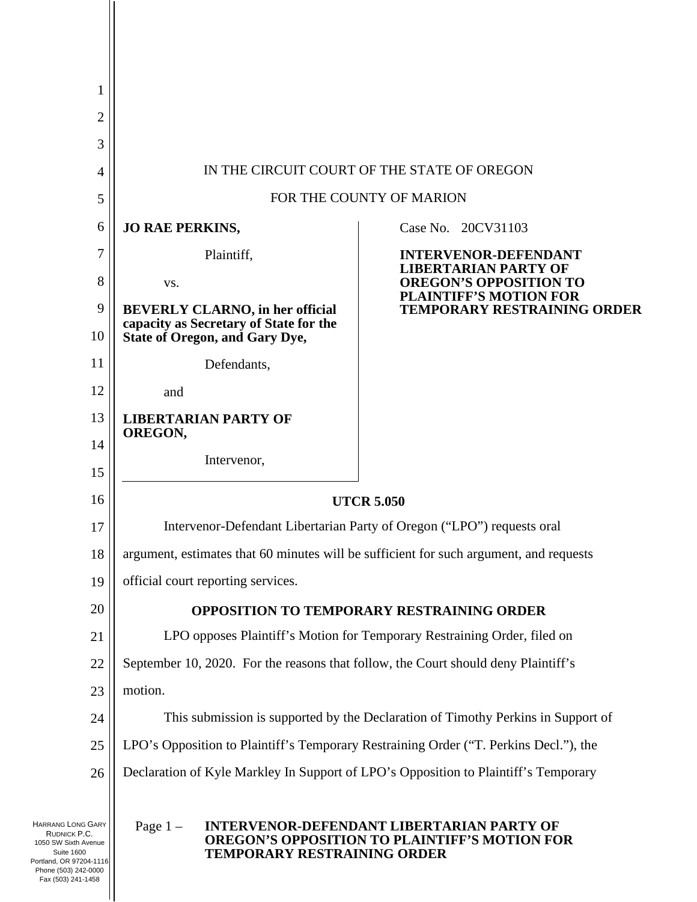IN THE CIRCUIT COURT OF THE STATE OF OREGON

FOR THE COUNTY OF MARION

**JO RAE PERKINS,**

Plaintiff,

vs.

**BEVERLY CLARNO, in her official capacity as Secretary of State for the State of Oregon, and Gary Dye,**

Defendants,

and

**LIBERTARIAN PARTY OF OREGON,**

Intervenor,

Case No. 20CV31103

**INTERVENOR-DEFENDANT LIBERTARIAN PARTY OF OREGON'S OPPOSITION TO PLAINTIFF'S MOTION FOR TEMPORARY RESTRAINING ORDER**

## UTCR 5.050

Intervenor-Defendant Libertarian Party of Oregon ("LPO") requests oral argument, estimates that 60 minutes will be sufficient for such argument, and requests official court reporting services.

## OPPOSITION TO TEMPORARY RESTRAINING ORDER

LPO opposes Plaintiff's Motion for Temporary Restraining Order, filed on September 10, 2020. For the reasons that follow, the Court should deny Plaintiff's motion.

This submission is supported by the Declaration of Timothy Perkins in Support of LPO's Opposition to Plaintiff's Temporary Restraining Order ("T. Perkins Decl."), the Declaration of Kyle Markley In Support of LPO's Opposition to Plaintiff's Temporary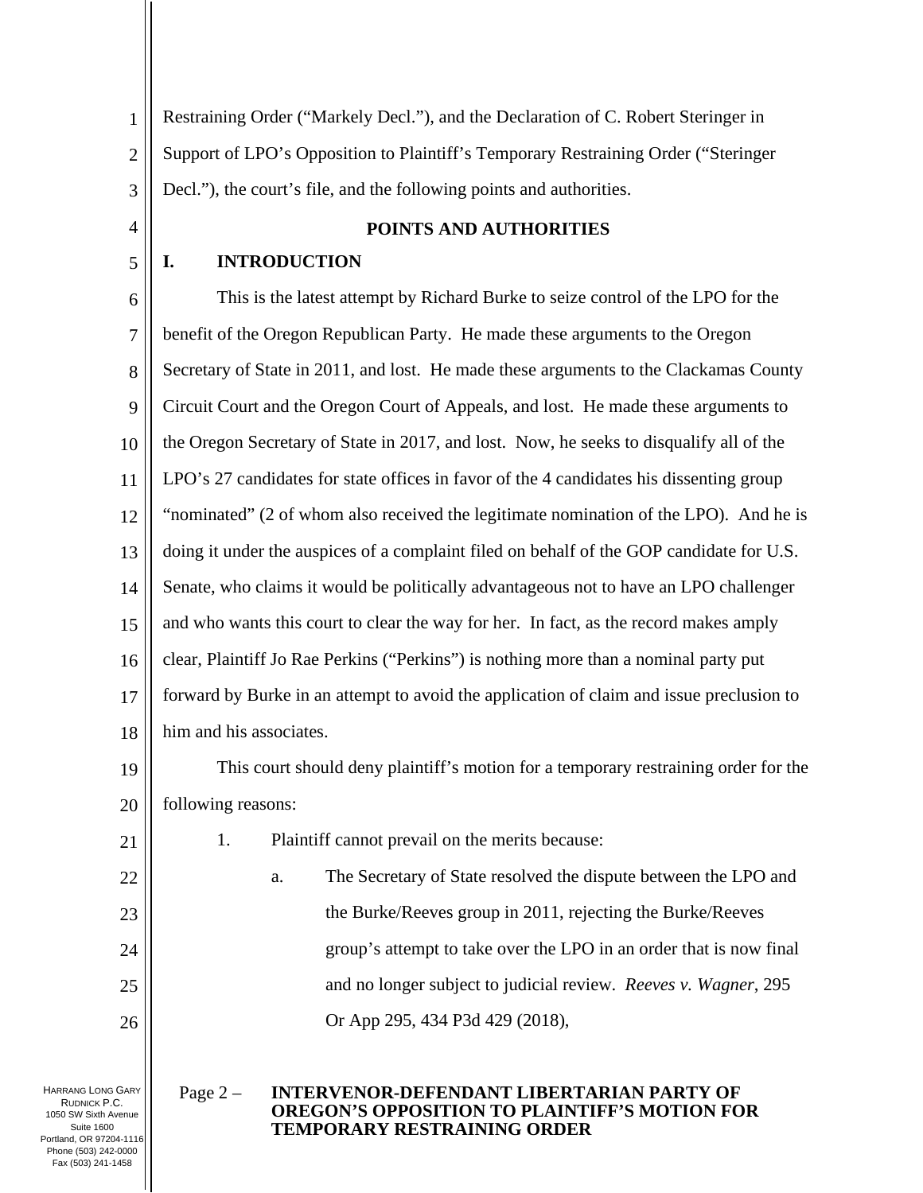Restraining Order ("Markely Decl."), and the Declaration of C. Robert Steringer in Support of LPO's Opposition to Plaintiff's Temporary Restraining Order ("Steringer Decl."), the court's file, and the following points and authorities.

## POINTS AND AUTHORITIES

### I. INTRODUCTION

This is the latest attempt by Richard Burke to seize control of the LPO for the benefit of the Oregon Republican Party. He made these arguments to the Oregon Secretary of State in 2011, and lost. He made these arguments to the Clackamas County Circuit Court and the Oregon Court of Appeals, and lost. He made these arguments to the Oregon Secretary of State in 2017, and lost. Now, he seeks to disqualify all of the LPO's 27 candidates for state offices in favor of the 4 candidates his dissenting group "nominated" (2 of whom also received the legitimate nomination of the LPO). And he is doing it under the auspices of a complaint filed on behalf of the GOP candidate for U.S. Senate, who claims it would be politically advantageous not to have an LPO challenger and who wants this court to clear the way for her. In fact, as the record makes amply clear, Plaintiff Jo Rae Perkins ("Perkins") is nothing more than a nominal party put forward by Burke in an attempt to avoid the application of claim and issue preclusion to him and his associates.

This court should deny plaintiff's motion for a temporary restraining order for the following reasons:

1. Plaintiff cannot prevail on the merits because:
   a. The Secretary of State resolved the dispute between the LPO and the Burke/Reeves group in 2011, rejecting the Burke/Reeves group's attempt to take over the LPO in an order that is now final and no longer subject to judicial review. *Reeves v. Wagner*, 295 Or App 295, 434 P3d 429 (2018),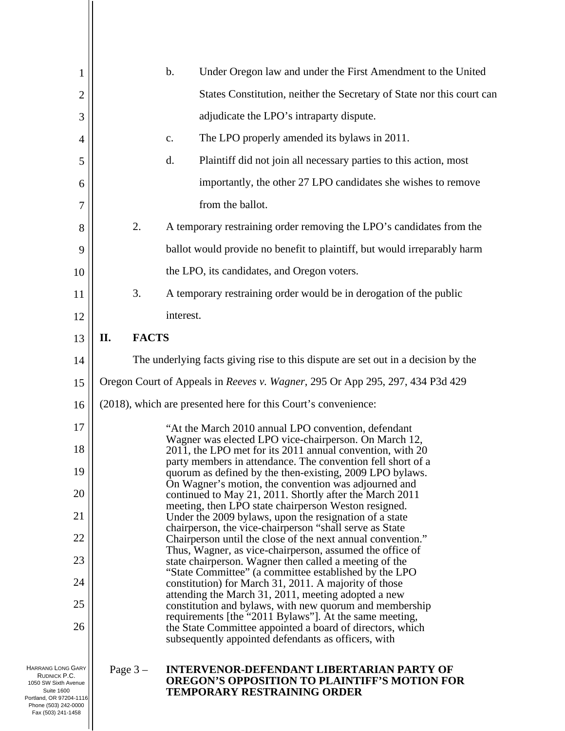b. Under Oregon law and under the First Amendment to the United States Constitution, neither the Secretary of State nor this court can adjudicate the LPO's intraparty dispute.

c. The LPO properly amended its bylaws in 2011.

d. Plaintiff did not join all necessary parties to this action, most importantly, the other 27 LPO candidates she wishes to remove from the ballot.

2. A temporary restraining order removing the LPO's candidates from the ballot would provide no benefit to plaintiff, but would irreparably harm the LPO, its candidates, and Oregon voters.

3. A temporary restraining order would be in derogation of the public interest.

## II. FACTS

The underlying facts giving rise to this dispute are set out in a decision by the Oregon Court of Appeals in *Reeves v. Wagner*, 295 Or App 295, 297, 434 P3d 429 (2018), which are presented here for this Court's convenience:

> "At the March 2010 annual LPO convention, defendant Wagner was elected LPO vice-chairperson. On March 12, 2011, the LPO met for its 2011 annual convention, with 20 party members in attendance. The convention fell short of a quorum as defined by the then-existing, 2009 LPO bylaws. On Wagner's motion, the convention was adjourned and continued to May 21, 2011. Shortly after the March 2011 meeting, then LPO state chairperson Weston resigned. Under the 2009 bylaws, upon the resignation of a state chairperson, the vice-chairperson "shall serve as State Chairperson until the close of the next annual convention." Thus, Wagner, as vice-chairperson, assumed the office of state chairperson. Wagner then called a meeting of the "State Committee" (a committee established by the LPO constitution) for March 31, 2011. A majority of those attending the March 31, 2011, meeting adopted a new constitution and bylaws, with new quorum and membership requirements [the "2011 Bylaws"]. At the same meeting, the State Committee appointed a board of directors, which subsequently appointed defendants as officers, with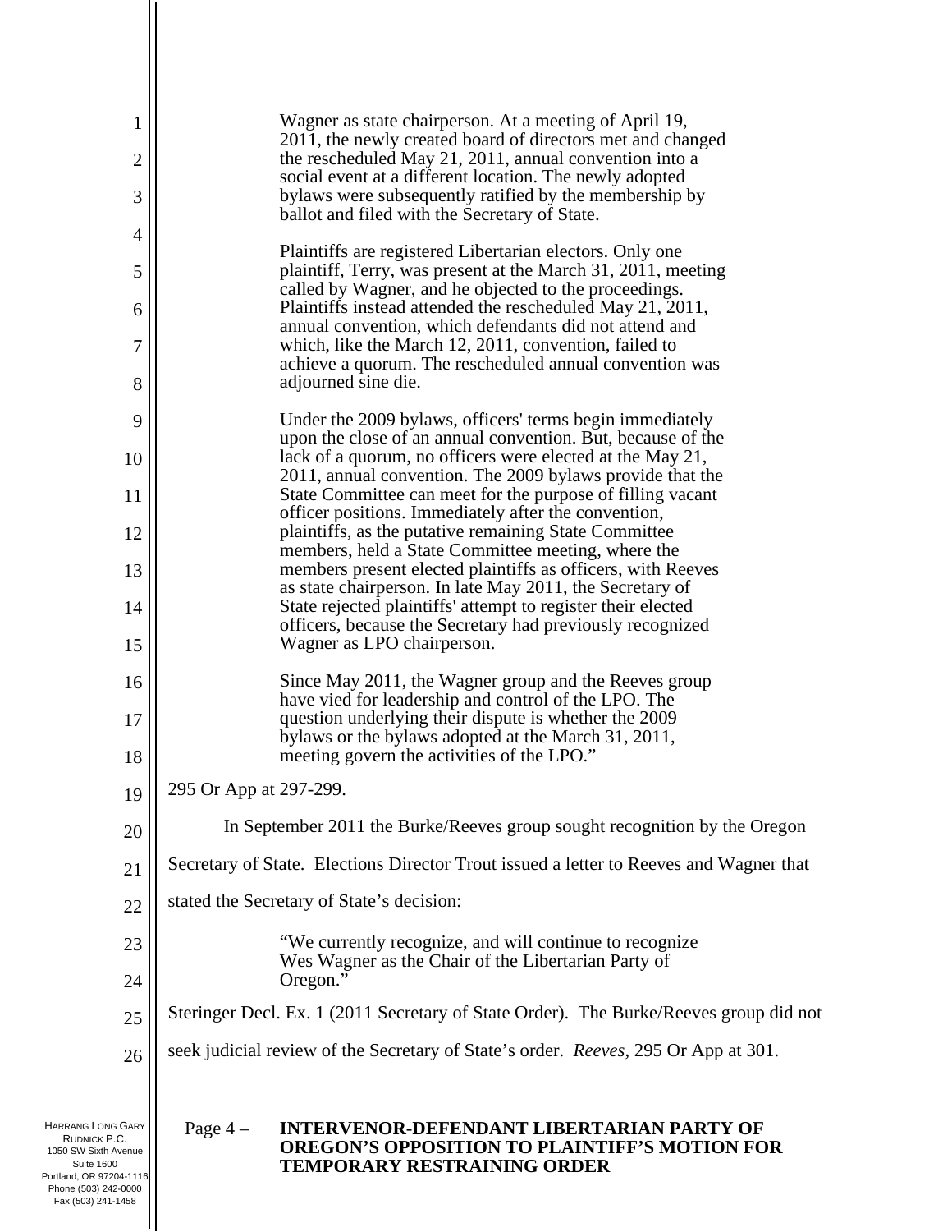> Wagner as state chairperson. At a meeting of April 19, 2011, the newly created board of directors met and changed the rescheduled May 21, 2011, annual convention into a social event at a different location. The newly adopted bylaws were subsequently ratified by the membership by ballot and filed with the Secretary of State.
>
> Plaintiffs are registered Libertarian electors. Only one plaintiff, Terry, was present at the March 31, 2011, meeting called by Wagner, and he objected to the proceedings. Plaintiffs instead attended the rescheduled May 21, 2011, annual convention, which defendants did not attend and which, like the March 12, 2011, convention, failed to achieve a quorum. The rescheduled annual convention was adjourned sine die.
>
> Under the 2009 bylaws, officers' terms begin immediately upon the close of an annual convention. But, because of the lack of a quorum, no officers were elected at the May 21, 2011, annual convention. The 2009 bylaws provide that the State Committee can meet for the purpose of filling vacant officer positions. Immediately after the convention, plaintiffs, as the putative remaining State Committee members, held a State Committee meeting, where the members present elected plaintiffs as officers, with Reeves as state chairperson. In late May 2011, the Secretary of State rejected plaintiffs' attempt to register their elected officers, because the Secretary had previously recognized Wagner as LPO chairperson.
>
> Since May 2011, the Wagner group and the Reeves group have vied for leadership and control of the LPO. The question underlying their dispute is whether the 2009 bylaws or the bylaws adopted at the March 31, 2011, meeting govern the activities of the LPO."

295 Or App at 297-299.

In September 2011 the Burke/Reeves group sought recognition by the Oregon Secretary of State. Elections Director Trout issued a letter to Reeves and Wagner that stated the Secretary of State's decision:

> "We currently recognize, and will continue to recognize Wes Wagner as the Chair of the Libertarian Party of Oregon."

Steringer Decl. Ex. 1 (2011 Secretary of State Order). The Burke/Reeves group did not seek judicial review of the Secretary of State's order. *Reeves*, 295 Or App at 301.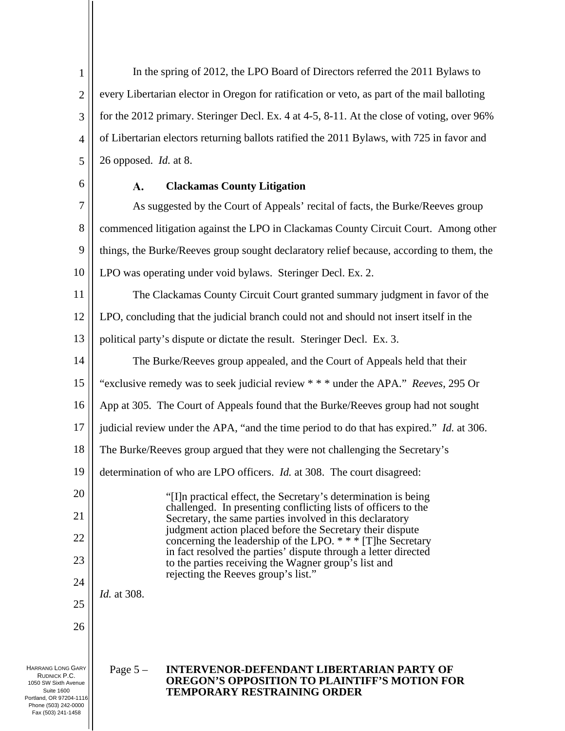In the spring of 2012, the LPO Board of Directors referred the 2011 Bylaws to every Libertarian elector in Oregon for ratification or veto, as part of the mail balloting for the 2012 primary. Steringer Decl. Ex. 4 at 4-5, 8-11. At the close of voting, over 96% of Libertarian electors returning ballots ratified the 2011 Bylaws, with 725 in favor and 26 opposed. *Id.* at 8.

### A. Clackamas County Litigation

As suggested by the Court of Appeals' recital of facts, the Burke/Reeves group commenced litigation against the LPO in Clackamas County Circuit Court. Among other things, the Burke/Reeves group sought declaratory relief because, according to them, the LPO was operating under void bylaws. Steringer Decl. Ex. 2.

The Clackamas County Circuit Court granted summary judgment in favor of the LPO, concluding that the judicial branch could not and should not insert itself in the political party's dispute or dictate the result. Steringer Decl. Ex. 3.

The Burke/Reeves group appealed, and the Court of Appeals held that their "exclusive remedy was to seek judicial review * * * under the APA." *Reeves*, 295 Or App at 305. The Court of Appeals found that the Burke/Reeves group had not sought judicial review under the APA, "and the time period to do that has expired." *Id.* at 306. The Burke/Reeves group argued that they were not challenging the Secretary's determination of who are LPO officers. *Id.* at 308. The court disagreed:

> "[I]n practical effect, the Secretary's determination is being challenged. In presenting conflicting lists of officers to the Secretary, the same parties involved in this declaratory judgment action placed before the Secretary their dispute concerning the leadership of the LPO. * * * [T]he Secretary in fact resolved the parties' dispute through a letter directed to the parties receiving the Wagner group's list and rejecting the Reeves group's list."

*Id.* at 308.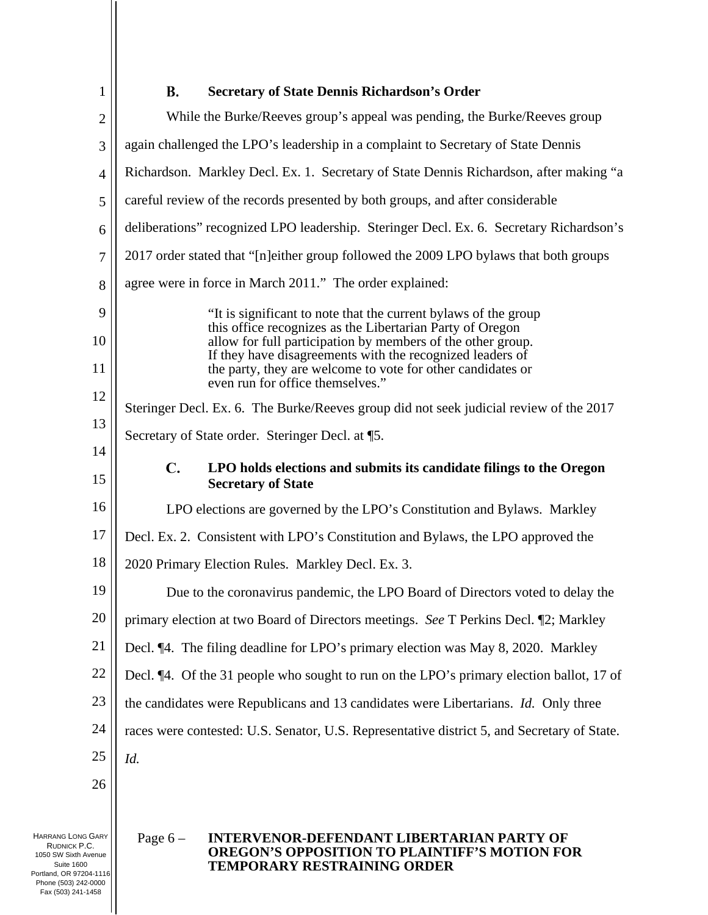### B. Secretary of State Dennis Richardson's Order

While the Burke/Reeves group's appeal was pending, the Burke/Reeves group again challenged the LPO's leadership in a complaint to Secretary of State Dennis Richardson. Markley Decl. Ex. 1. Secretary of State Dennis Richardson, after making "a careful review of the records presented by both groups, and after considerable deliberations" recognized LPO leadership. Steringer Decl. Ex. 6. Secretary Richardson's 2017 order stated that "[n]either group followed the 2009 LPO bylaws that both groups agree were in force in March 2011." The order explained:

> "It is significant to note that the current bylaws of the group this office recognizes as the Libertarian Party of Oregon allow for full participation by members of the other group. If they have disagreements with the recognized leaders of the party, they are welcome to vote for other candidates or even run for office themselves."

Steringer Decl. Ex. 6. The Burke/Reeves group did not seek judicial review of the 2017 Secretary of State order. Steringer Decl. at ¶5.

### C. LPO holds elections and submits its candidate filings to the Oregon Secretary of State

LPO elections are governed by the LPO's Constitution and Bylaws. Markley Decl. Ex. 2. Consistent with LPO's Constitution and Bylaws, the LPO approved the 2020 Primary Election Rules. Markley Decl. Ex. 3.

Due to the coronavirus pandemic, the LPO Board of Directors voted to delay the primary election at two Board of Directors meetings. *See* T Perkins Decl. ¶2; Markley Decl. ¶4. The filing deadline for LPO's primary election was May 8, 2020. Markley Decl. ¶4. Of the 31 people who sought to run on the LPO's primary election ballot, 17 of the candidates were Republicans and 13 candidates were Libertarians. *Id.* Only three races were contested: U.S. Senator, U.S. Representative district 5, and Secretary of State. *Id.*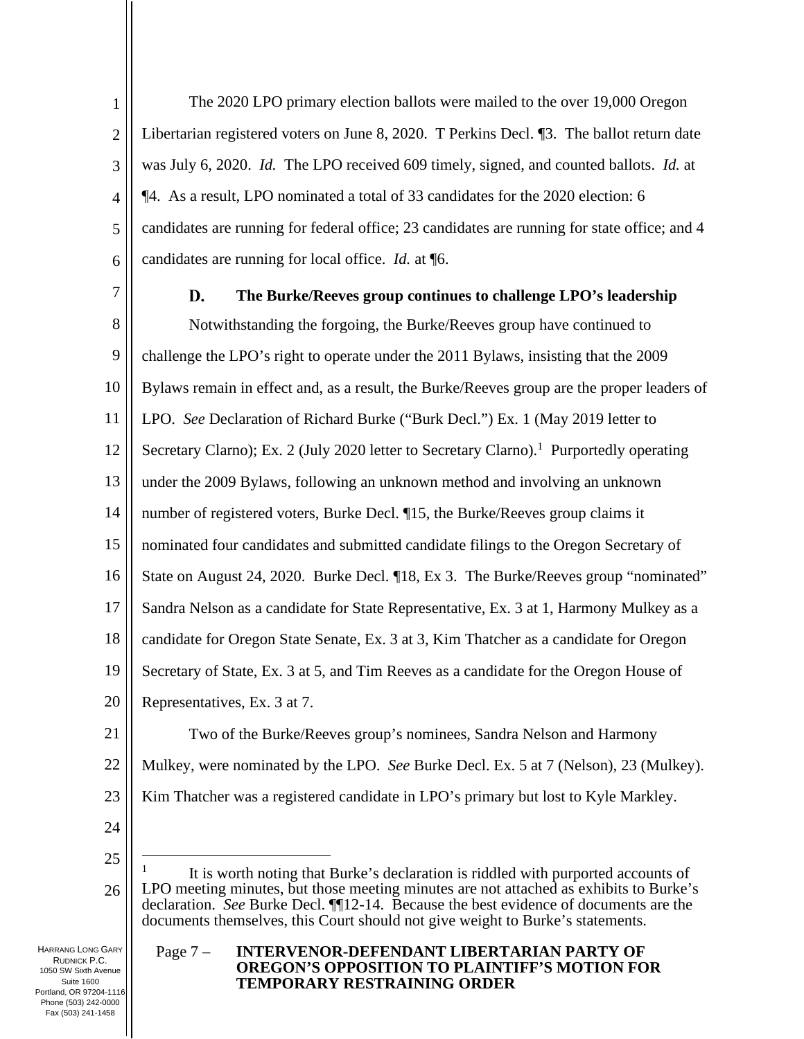The 2020 LPO primary election ballots were mailed to the over 19,000 Oregon Libertarian registered voters on June 8, 2020. T Perkins Decl. ¶3. The ballot return date was July 6, 2020. *Id.* The LPO received 609 timely, signed, and counted ballots. *Id.* at ¶4. As a result, LPO nominated a total of 33 candidates for the 2020 election: 6 candidates are running for federal office; 23 candidates are running for state office; and 4 candidates are running for local office. *Id.* at ¶6.

### D. The Burke/Reeves group continues to challenge LPO's leadership

Notwithstanding the forgoing, the Burke/Reeves group have continued to challenge the LPO's right to operate under the 2011 Bylaws, insisting that the 2009 Bylaws remain in effect and, as a result, the Burke/Reeves group are the proper leaders of LPO. *See* Declaration of Richard Burke ("Burk Decl.") Ex. 1 (May 2019 letter to Secretary Clarno); Ex. 2 (July 2020 letter to Secretary Clarno).[1] Purportedly operating under the 2009 Bylaws, following an unknown method and involving an unknown number of registered voters, Burke Decl. ¶15, the Burke/Reeves group claims it nominated four candidates and submitted candidate filings to the Oregon Secretary of State on August 24, 2020. Burke Decl. ¶18, Ex 3. The Burke/Reeves group "nominated" Sandra Nelson as a candidate for State Representative, Ex. 3 at 1, Harmony Mulkey as a candidate for Oregon State Senate, Ex. 3 at 3, Kim Thatcher as a candidate for Oregon Secretary of State, Ex. 3 at 5, and Tim Reeves as a candidate for the Oregon House of Representatives, Ex. 3 at 7.

Two of the Burke/Reeves group's nominees, Sandra Nelson and Harmony Mulkey, were nominated by the LPO. *See* Burke Decl. Ex. 5 at 7 (Nelson), 23 (Mulkey). Kim Thatcher was a registered candidate in LPO's primary but lost to Kyle Markley.

---

[1] It is worth noting that Burke's declaration is riddled with purported accounts of LPO meeting minutes, but those meeting minutes are not attached as exhibits to Burke's declaration. *See* Burke Decl. ¶¶12-14. Because the best evidence of documents are the documents themselves, this Court should not give weight to Burke's statements.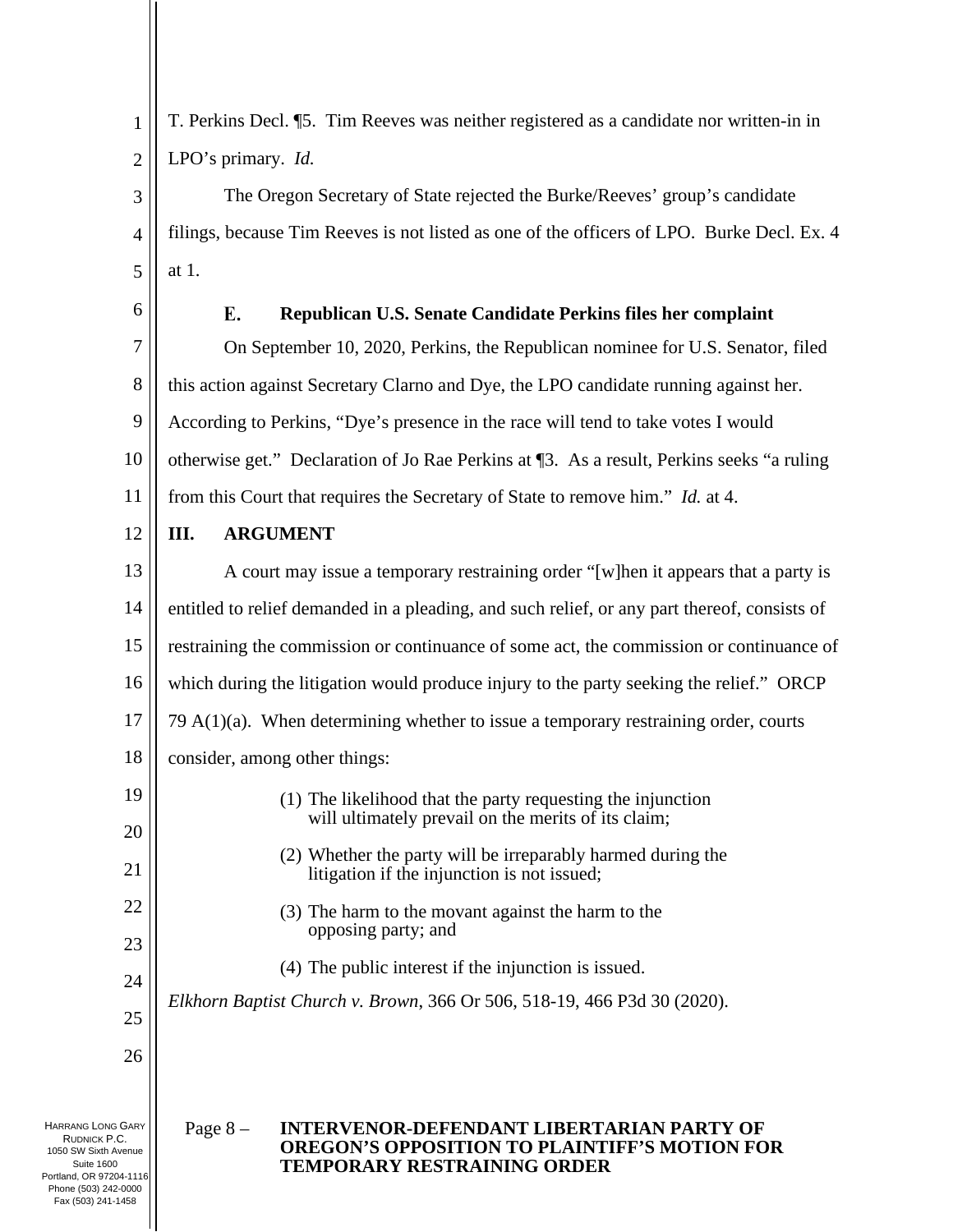T. Perkins Decl. ¶5. Tim Reeves was neither registered as a candidate nor written-in in LPO's primary. *Id.*

The Oregon Secretary of State rejected the Burke/Reeves' group's candidate filings, because Tim Reeves is not listed as one of the officers of LPO. Burke Decl. Ex. 4 at 1.

### E. Republican U.S. Senate Candidate Perkins files her complaint

On September 10, 2020, Perkins, the Republican nominee for U.S. Senator, filed this action against Secretary Clarno and Dye, the LPO candidate running against her. According to Perkins, "Dye's presence in the race will tend to take votes I would otherwise get." Declaration of Jo Rae Perkins at ¶3. As a result, Perkins seeks "a ruling from this Court that requires the Secretary of State to remove him." *Id.* at 4.

## III. ARGUMENT

A court may issue a temporary restraining order "[w]hen it appears that a party is entitled to relief demanded in a pleading, and such relief, or any part thereof, consists of restraining the commission or continuance of some act, the commission or continuance of which during the litigation would produce injury to the party seeking the relief." ORCP 79 A(1)(a). When determining whether to issue a temporary restraining order, courts consider, among other things:

> (1) The likelihood that the party requesting the injunction will ultimately prevail on the merits of its claim;
>
> (2) Whether the party will be irreparably harmed during the litigation if the injunction is not issued;
>
> (3) The harm to the movant against the harm to the opposing party; and
>
> (4) The public interest if the injunction is issued.

*Elkhorn Baptist Church v. Brown*, 366 Or 506, 518-19, 466 P3d 30 (2020).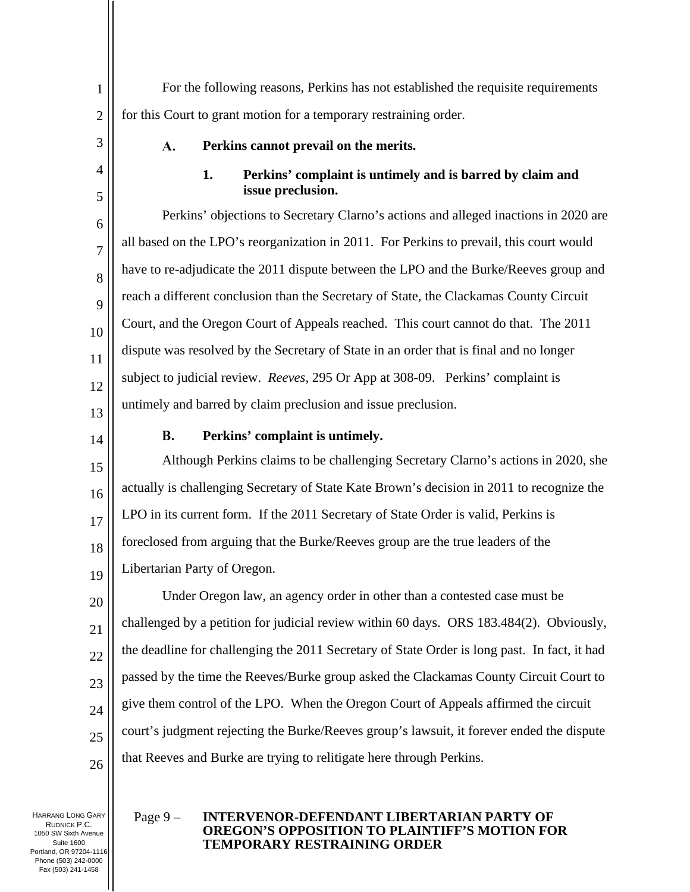For the following reasons, Perkins has not established the requisite requirements for this Court to grant motion for a temporary restraining order.

### A. Perkins cannot prevail on the merits.

#### 1. Perkins' complaint is untimely and is barred by claim and issue preclusion.

Perkins' objections to Secretary Clarno's actions and alleged inactions in 2020 are all based on the LPO's reorganization in 2011. For Perkins to prevail, this court would have to re-adjudicate the 2011 dispute between the LPO and the Burke/Reeves group and reach a different conclusion than the Secretary of State, the Clackamas County Circuit Court, and the Oregon Court of Appeals reached. This court cannot do that. The 2011 dispute was resolved by the Secretary of State in an order that is final and no longer subject to judicial review. *Reeves*, 295 Or App at 308-09. Perkins' complaint is untimely and barred by claim preclusion and issue preclusion.

### B. Perkins' complaint is untimely.

Although Perkins claims to be challenging Secretary Clarno's actions in 2020, she actually is challenging Secretary of State Kate Brown's decision in 2011 to recognize the LPO in its current form. If the 2011 Secretary of State Order is valid, Perkins is foreclosed from arguing that the Burke/Reeves group are the true leaders of the Libertarian Party of Oregon.

Under Oregon law, an agency order in other than a contested case must be challenged by a petition for judicial review within 60 days. ORS 183.484(2). Obviously, the deadline for challenging the 2011 Secretary of State Order is long past. In fact, it had passed by the time the Reeves/Burke group asked the Clackamas County Circuit Court to give them control of the LPO. When the Oregon Court of Appeals affirmed the circuit court's judgment rejecting the Burke/Reeves group's lawsuit, it forever ended the dispute that Reeves and Burke are trying to relitigate here through Perkins.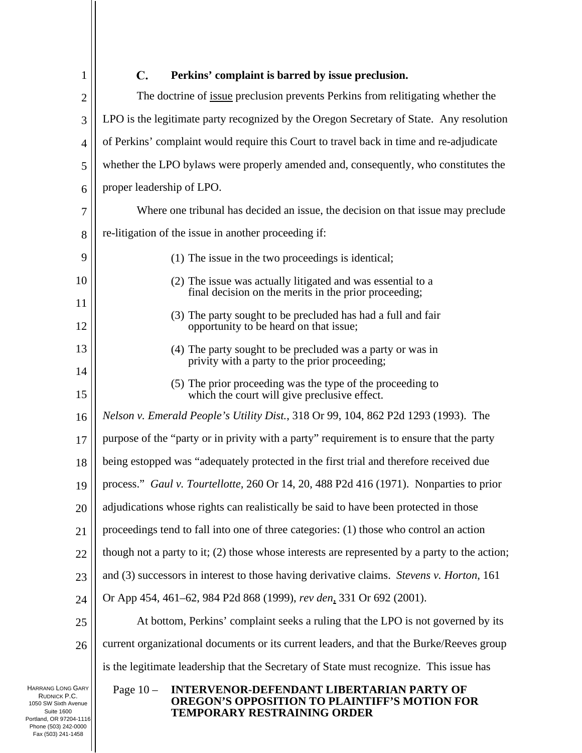### C. Perkins' complaint is barred by issue preclusion.

The doctrine of <u>issue</u> preclusion prevents Perkins from relitigating whether the LPO is the legitimate party recognized by the Oregon Secretary of State. Any resolution of Perkins' complaint would require this Court to travel back in time and re-adjudicate whether the LPO bylaws were properly amended and, consequently, who constitutes the proper leadership of LPO.

Where one tribunal has decided an issue, the decision on that issue may preclude re-litigation of the issue in another proceeding if:

> (1) The issue in the two proceedings is identical;
>
> (2) The issue was actually litigated and was essential to a final decision on the merits in the prior proceeding;
>
> (3) The party sought to be precluded has had a full and fair opportunity to be heard on that issue;
>
> (4) The party sought to be precluded was a party or was in privity with a party to the prior proceeding;
>
> (5) The prior proceeding was the type of the proceeding to which the court will give preclusive effect.

*Nelson v. Emerald People's Utility Dist.*, 318 Or 99, 104, 862 P2d 1293 (1993). The purpose of the "party or in privity with a party" requirement is to ensure that the party being estopped was "adequately protected in the first trial and therefore received due process." *Gaul v. Tourtellotte*, 260 Or 14, 20, 488 P2d 416 (1971). Nonparties to prior adjudications whose rights can realistically be said to have been protected in those proceedings tend to fall into one of three categories: (1) those who control an action though not a party to it; (2) those whose interests are represented by a party to the action; and (3) successors in interest to those having derivative claims. *Stevens v. Horton*, 161 Or App 454, 461–62, 984 P2d 868 (1999), *rev den*, 331 Or 692 (2001).

At bottom, Perkins' complaint seeks a ruling that the LPO is not governed by its current organizational documents or its current leaders, and that the Burke/Reeves group is the legitimate leadership that the Secretary of State must recognize. This issue has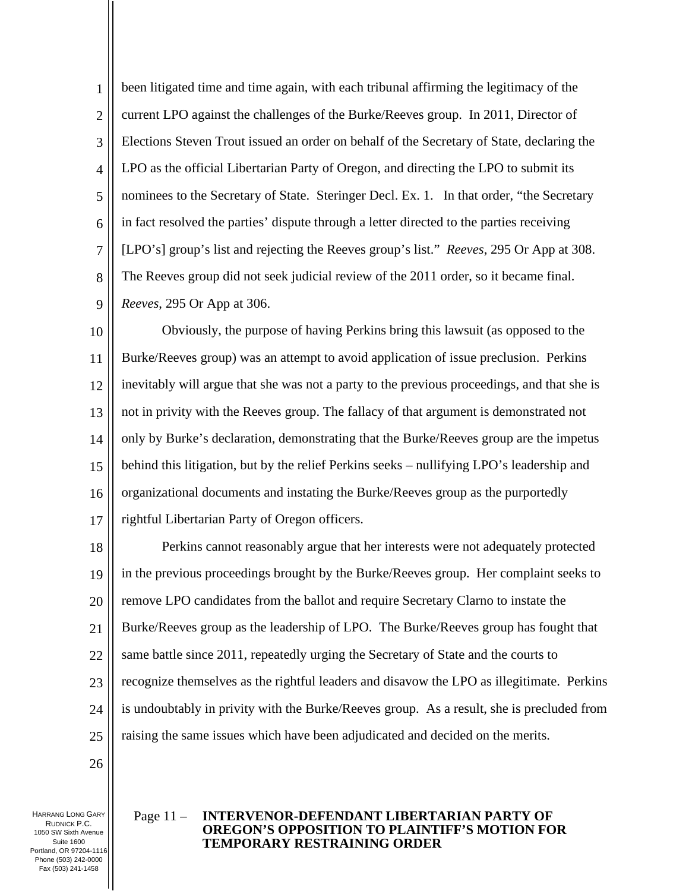been litigated time and time again, with each tribunal affirming the legitimacy of the current LPO against the challenges of the Burke/Reeves group. In 2011, Director of Elections Steven Trout issued an order on behalf of the Secretary of State, declaring the LPO as the official Libertarian Party of Oregon, and directing the LPO to submit its nominees to the Secretary of State. Steringer Decl. Ex. 1. In that order, "the Secretary in fact resolved the parties' dispute through a letter directed to the parties receiving [LPO's] group's list and rejecting the Reeves group's list." *Reeves*, 295 Or App at 308. The Reeves group did not seek judicial review of the 2011 order, so it became final. *Reeves*, 295 Or App at 306.

Obviously, the purpose of having Perkins bring this lawsuit (as opposed to the Burke/Reeves group) was an attempt to avoid application of issue preclusion. Perkins inevitably will argue that she was not a party to the previous proceedings, and that she is not in privity with the Reeves group. The fallacy of that argument is demonstrated not only by Burke's declaration, demonstrating that the Burke/Reeves group are the impetus behind this litigation, but by the relief Perkins seeks – nullifying LPO's leadership and organizational documents and instating the Burke/Reeves group as the purportedly rightful Libertarian Party of Oregon officers.

Perkins cannot reasonably argue that her interests were not adequately protected in the previous proceedings brought by the Burke/Reeves group. Her complaint seeks to remove LPO candidates from the ballot and require Secretary Clarno to instate the Burke/Reeves group as the leadership of LPO. The Burke/Reeves group has fought that same battle since 2011, repeatedly urging the Secretary of State and the courts to recognize themselves as the rightful leaders and disavow the LPO as illegitimate. Perkins is undoubtably in privity with the Burke/Reeves group. As a result, she is precluded from raising the same issues which have been adjudicated and decided on the merits.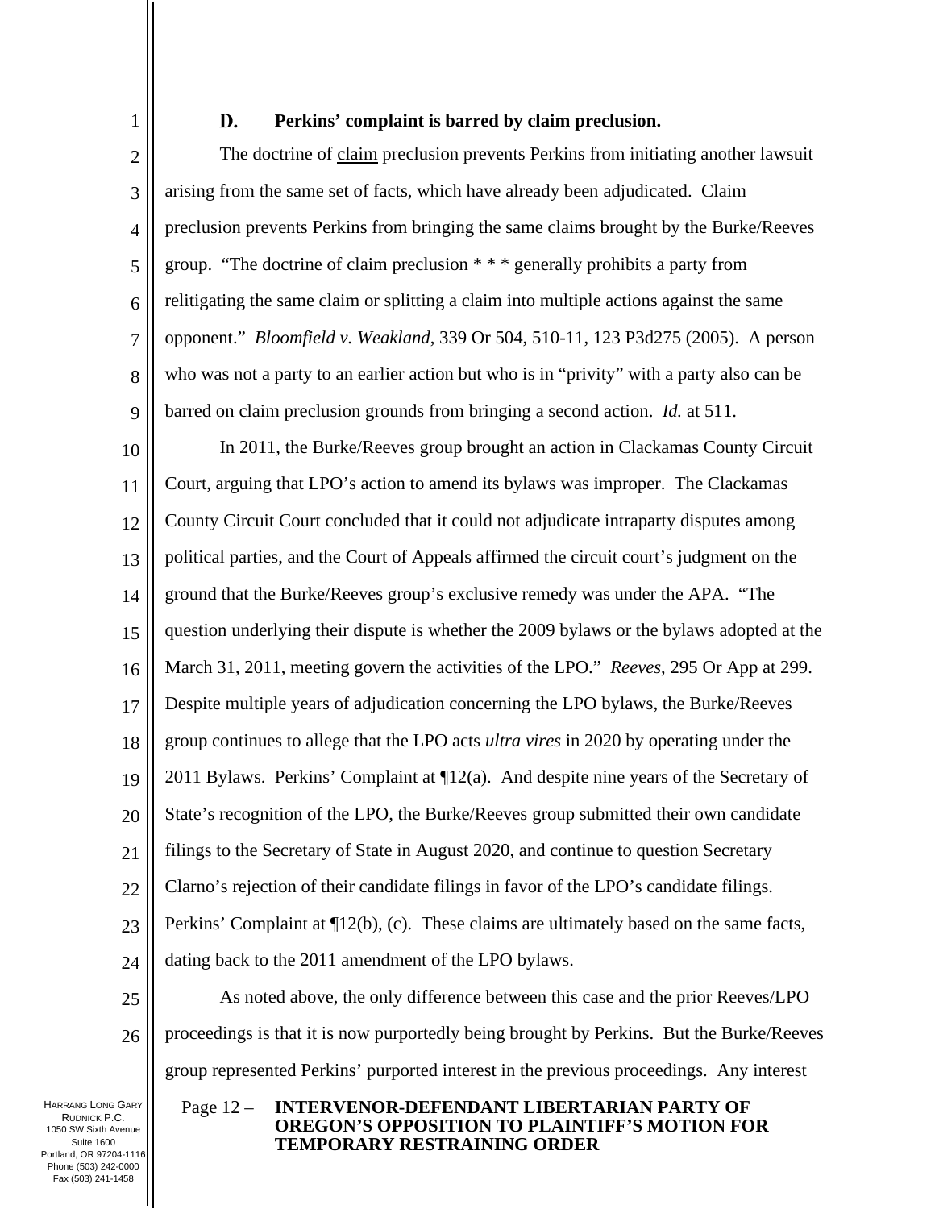### D. Perkins' complaint is barred by claim preclusion.

The doctrine of claim preclusion prevents Perkins from initiating another lawsuit arising from the same set of facts, which have already been adjudicated. Claim preclusion prevents Perkins from bringing the same claims brought by the Burke/Reeves group. "The doctrine of claim preclusion * * * generally prohibits a party from relitigating the same claim or splitting a claim into multiple actions against the same opponent." *Bloomfield v. Weakland*, 339 Or 504, 510-11, 123 P3d275 (2005). A person who was not a party to an earlier action but who is in "privity" with a party also can be barred on claim preclusion grounds from bringing a second action. *Id.* at 511.

In 2011, the Burke/Reeves group brought an action in Clackamas County Circuit Court, arguing that LPO's action to amend its bylaws was improper. The Clackamas County Circuit Court concluded that it could not adjudicate intraparty disputes among political parties, and the Court of Appeals affirmed the circuit court's judgment on the ground that the Burke/Reeves group's exclusive remedy was under the APA. "The question underlying their dispute is whether the 2009 bylaws or the bylaws adopted at the March 31, 2011, meeting govern the activities of the LPO." *Reeves*, 295 Or App at 299. Despite multiple years of adjudication concerning the LPO bylaws, the Burke/Reeves group continues to allege that the LPO acts *ultra vires* in 2020 by operating under the 2011 Bylaws. Perkins' Complaint at ¶12(a). And despite nine years of the Secretary of State's recognition of the LPO, the Burke/Reeves group submitted their own candidate filings to the Secretary of State in August 2020, and continue to question Secretary Clarno's rejection of their candidate filings in favor of the LPO's candidate filings. Perkins' Complaint at ¶12(b), (c). These claims are ultimately based on the same facts, dating back to the 2011 amendment of the LPO bylaws.

As noted above, the only difference between this case and the prior Reeves/LPO proceedings is that it is now purportedly being brought by Perkins. But the Burke/Reeves group represented Perkins' purported interest in the previous proceedings. Any interest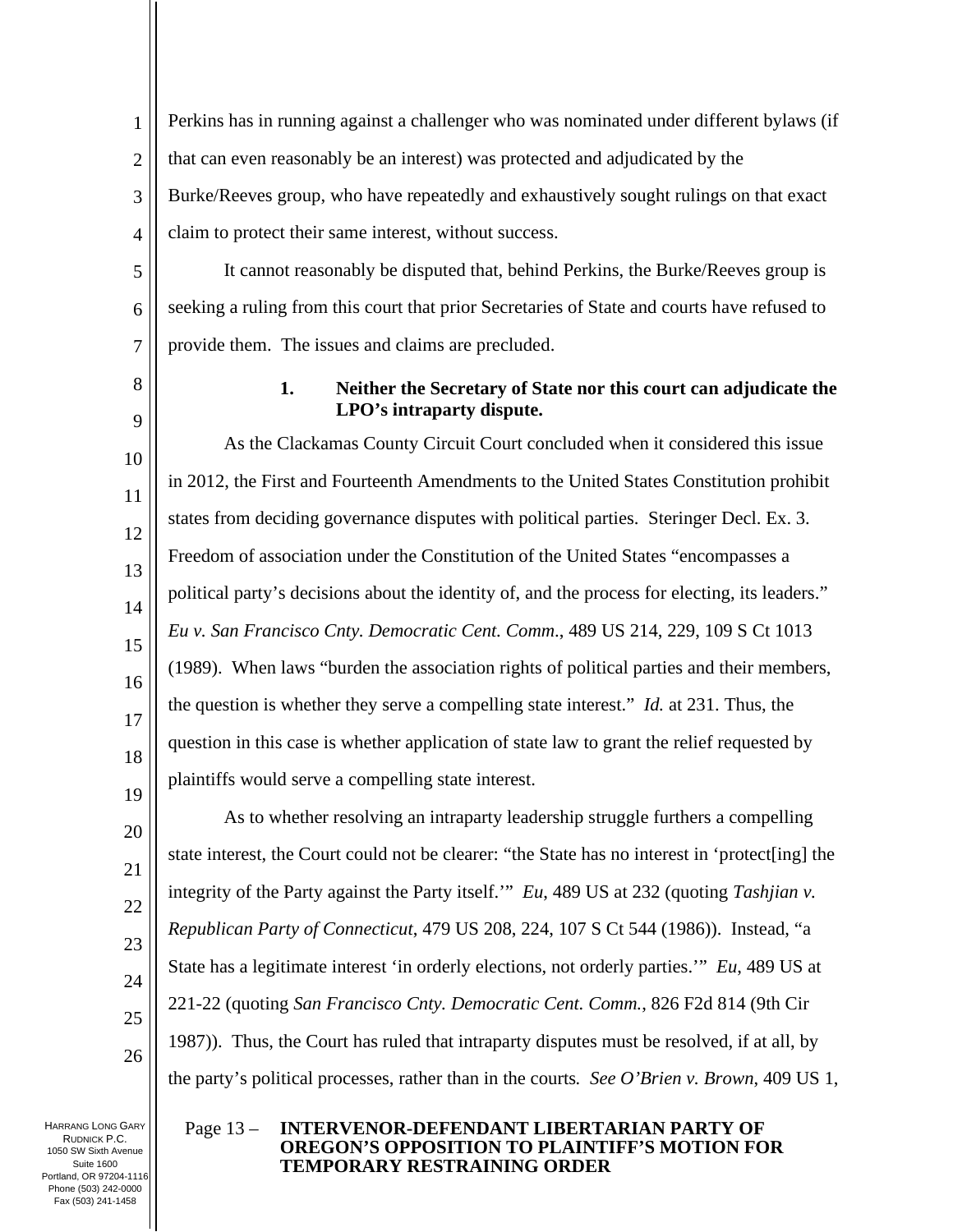Perkins has in running against a challenger who was nominated under different bylaws (if that can even reasonably be an interest) was protected and adjudicated by the Burke/Reeves group, who have repeatedly and exhaustively sought rulings on that exact claim to protect their same interest, without success.

It cannot reasonably be disputed that, behind Perkins, the Burke/Reeves group is seeking a ruling from this court that prior Secretaries of State and courts have refused to provide them. The issues and claims are precluded.

**1. Neither the Secretary of State nor this court can adjudicate the LPO's intraparty dispute.**

As the Clackamas County Circuit Court concluded when it considered this issue in 2012, the First and Fourteenth Amendments to the United States Constitution prohibit states from deciding governance disputes with political parties. Steringer Decl. Ex. 3. Freedom of association under the Constitution of the United States "encompasses a political party's decisions about the identity of, and the process for electing, its leaders." *Eu v. San Francisco Cnty. Democratic Cent. Comm.*, 489 US 214, 229, 109 S Ct 1013 (1989). When laws "burden the association rights of political parties and their members, the question is whether they serve a compelling state interest." *Id.* at 231. Thus, the question in this case is whether application of state law to grant the relief requested by plaintiffs would serve a compelling state interest.

As to whether resolving an intraparty leadership struggle furthers a compelling state interest, the Court could not be clearer: "the State has no interest in 'protect[ing] the integrity of the Party against the Party itself.'" *Eu*, 489 US at 232 (quoting *Tashjian v. Republican Party of Connecticut*, 479 US 208, 224, 107 S Ct 544 (1986)). Instead, "a State has a legitimate interest 'in orderly elections, not orderly parties.'" *Eu*, 489 US at 221-22 (quoting *San Francisco Cnty. Democratic Cent. Comm.*, 826 F2d 814 (9th Cir 1987)). Thus, the Court has ruled that intraparty disputes must be resolved, if at all, by the party's political processes, rather than in the courts. *See O'Brien v. Brown*, 409 US 1,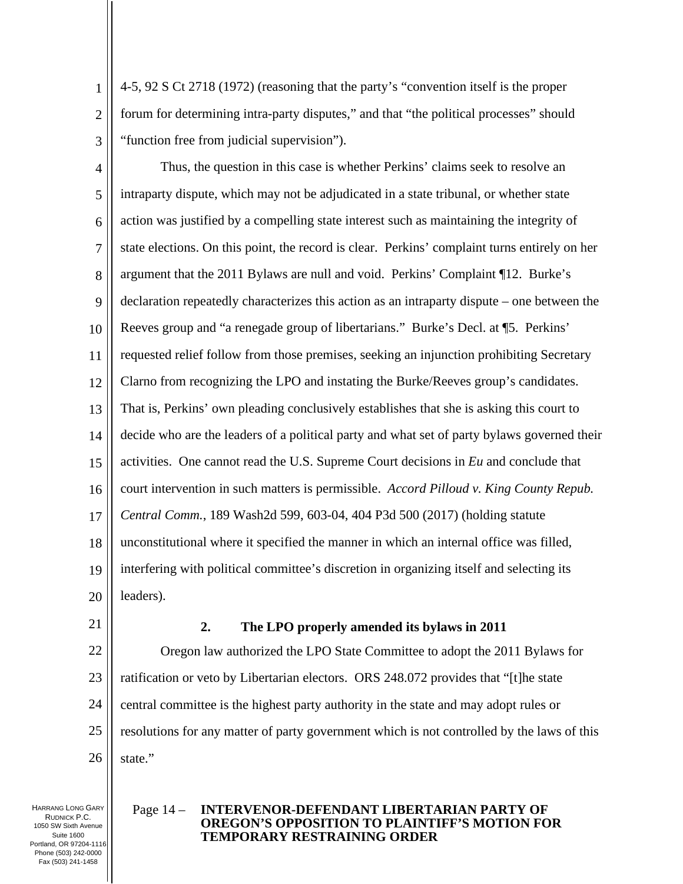4-5, 92 S Ct 2718 (1972) (reasoning that the party's "convention itself is the proper forum for determining intra-party disputes," and that "the political processes" should "function free from judicial supervision").

Thus, the question in this case is whether Perkins' claims seek to resolve an intraparty dispute, which may not be adjudicated in a state tribunal, or whether state action was justified by a compelling state interest such as maintaining the integrity of state elections. On this point, the record is clear. Perkins' complaint turns entirely on her argument that the 2011 Bylaws are null and void. Perkins' Complaint ¶12. Burke's declaration repeatedly characterizes this action as an intraparty dispute – one between the Reeves group and "a renegade group of libertarians." Burke's Decl. at ¶5. Perkins' requested relief follow from those premises, seeking an injunction prohibiting Secretary Clarno from recognizing the LPO and instating the Burke/Reeves group's candidates. That is, Perkins' own pleading conclusively establishes that she is asking this court to decide who are the leaders of a political party and what set of party bylaws governed their activities. One cannot read the U.S. Supreme Court decisions in *Eu* and conclude that court intervention in such matters is permissible. *Accord Pilloud v. King County Repub. Central Comm.*, 189 Wash2d 599, 603-04, 404 P3d 500 (2017) (holding statute unconstitutional where it specified the manner in which an internal office was filled, interfering with political committee's discretion in organizing itself and selecting its leaders).

### 2. The LPO properly amended its bylaws in 2011

Oregon law authorized the LPO State Committee to adopt the 2011 Bylaws for ratification or veto by Libertarian electors. ORS 248.072 provides that "[t]he state central committee is the highest party authority in the state and may adopt rules or resolutions for any matter of party government which is not controlled by the laws of this state."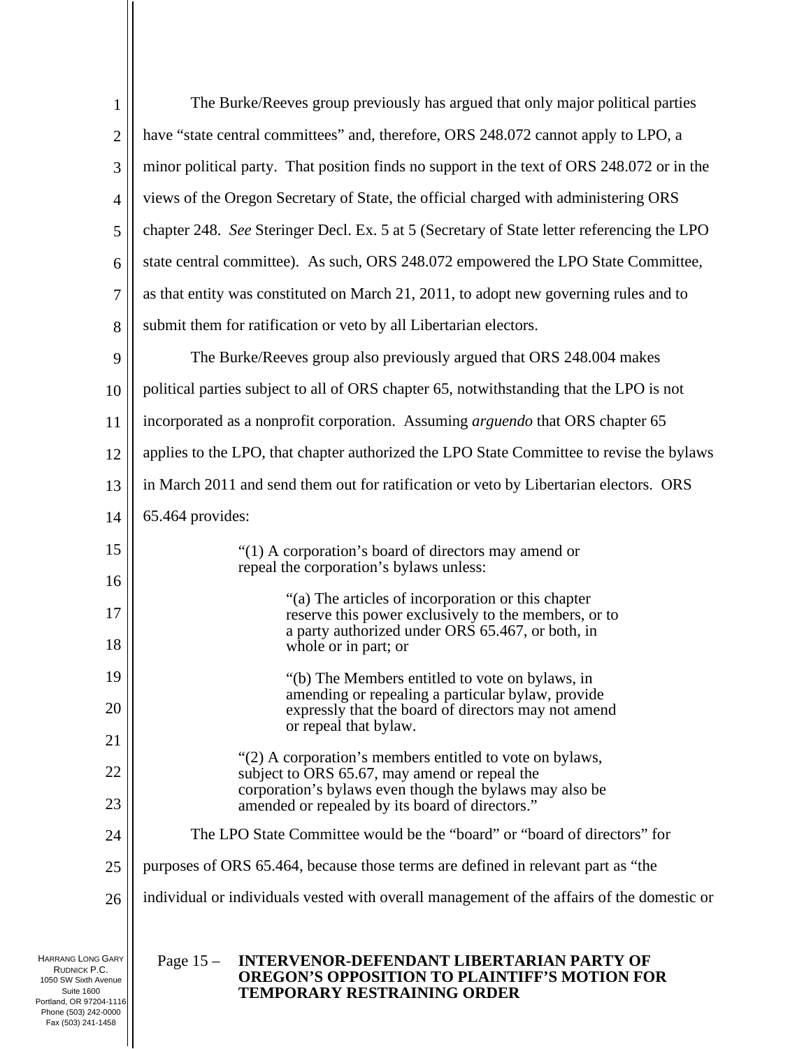The Burke/Reeves group previously has argued that only major political parties have "state central committees" and, therefore, ORS 248.072 cannot apply to LPO, a minor political party. That position finds no support in the text of ORS 248.072 or in the views of the Oregon Secretary of State, the official charged with administering ORS chapter 248. *See* Steringer Decl. Ex. 5 at 5 (Secretary of State letter referencing the LPO state central committee). As such, ORS 248.072 empowered the LPO State Committee, as that entity was constituted on March 21, 2011, to adopt new governing rules and to submit them for ratification or veto by all Libertarian electors.

The Burke/Reeves group also previously argued that ORS 248.004 makes political parties subject to all of ORS chapter 65, notwithstanding that the LPO is not incorporated as a nonprofit corporation. Assuming *arguendo* that ORS chapter 65 applies to the LPO, that chapter authorized the LPO State Committee to revise the bylaws in March 2011 and send them out for ratification or veto by Libertarian electors. ORS 65.464 provides:

> "(1) A corporation's board of directors may amend or repeal the corporation's bylaws unless:
>
> "(a) The articles of incorporation or this chapter reserve this power exclusively to the members, or to a party authorized under ORS 65.467, or both, in whole or in part; or
>
> "(b) The Members entitled to vote on bylaws, in amending or repealing a particular bylaw, provide expressly that the board of directors may not amend or repeal that bylaw.
>
> "(2) A corporation's members entitled to vote on bylaws, subject to ORS 65.67, may amend or repeal the corporation's bylaws even though the bylaws may also be amended or repealed by its board of directors."

The LPO State Committee would be the "board" or "board of directors" for purposes of ORS 65.464, because those terms are defined in relevant part as "the individual or individuals vested with overall management of the affairs of the domestic or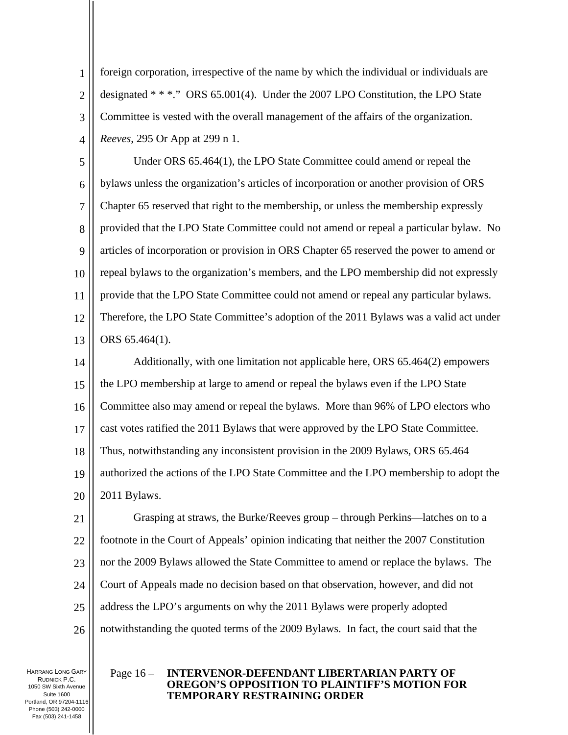foreign corporation, irrespective of the name by which the individual or individuals are designated * * *." ORS 65.001(4). Under the 2007 LPO Constitution, the LPO State Committee is vested with the overall management of the affairs of the organization. *Reeves*, 295 Or App at 299 n 1.

Under ORS 65.464(1), the LPO State Committee could amend or repeal the bylaws unless the organization's articles of incorporation or another provision of ORS Chapter 65 reserved that right to the membership, or unless the membership expressly provided that the LPO State Committee could not amend or repeal a particular bylaw. No articles of incorporation or provision in ORS Chapter 65 reserved the power to amend or repeal bylaws to the organization's members, and the LPO membership did not expressly provide that the LPO State Committee could not amend or repeal any particular bylaws. Therefore, the LPO State Committee's adoption of the 2011 Bylaws was a valid act under ORS 65.464(1).

Additionally, with one limitation not applicable here, ORS 65.464(2) empowers the LPO membership at large to amend or repeal the bylaws even if the LPO State Committee also may amend or repeal the bylaws. More than 96% of LPO electors who cast votes ratified the 2011 Bylaws that were approved by the LPO State Committee. Thus, notwithstanding any inconsistent provision in the 2009 Bylaws, ORS 65.464 authorized the actions of the LPO State Committee and the LPO membership to adopt the 2011 Bylaws.

Grasping at straws, the Burke/Reeves group – through Perkins—latches on to a footnote in the Court of Appeals' opinion indicating that neither the 2007 Constitution nor the 2009 Bylaws allowed the State Committee to amend or replace the bylaws. The Court of Appeals made no decision based on that observation, however, and did not address the LPO's arguments on why the 2011 Bylaws were properly adopted notwithstanding the quoted terms of the 2009 Bylaws. In fact, the court said that the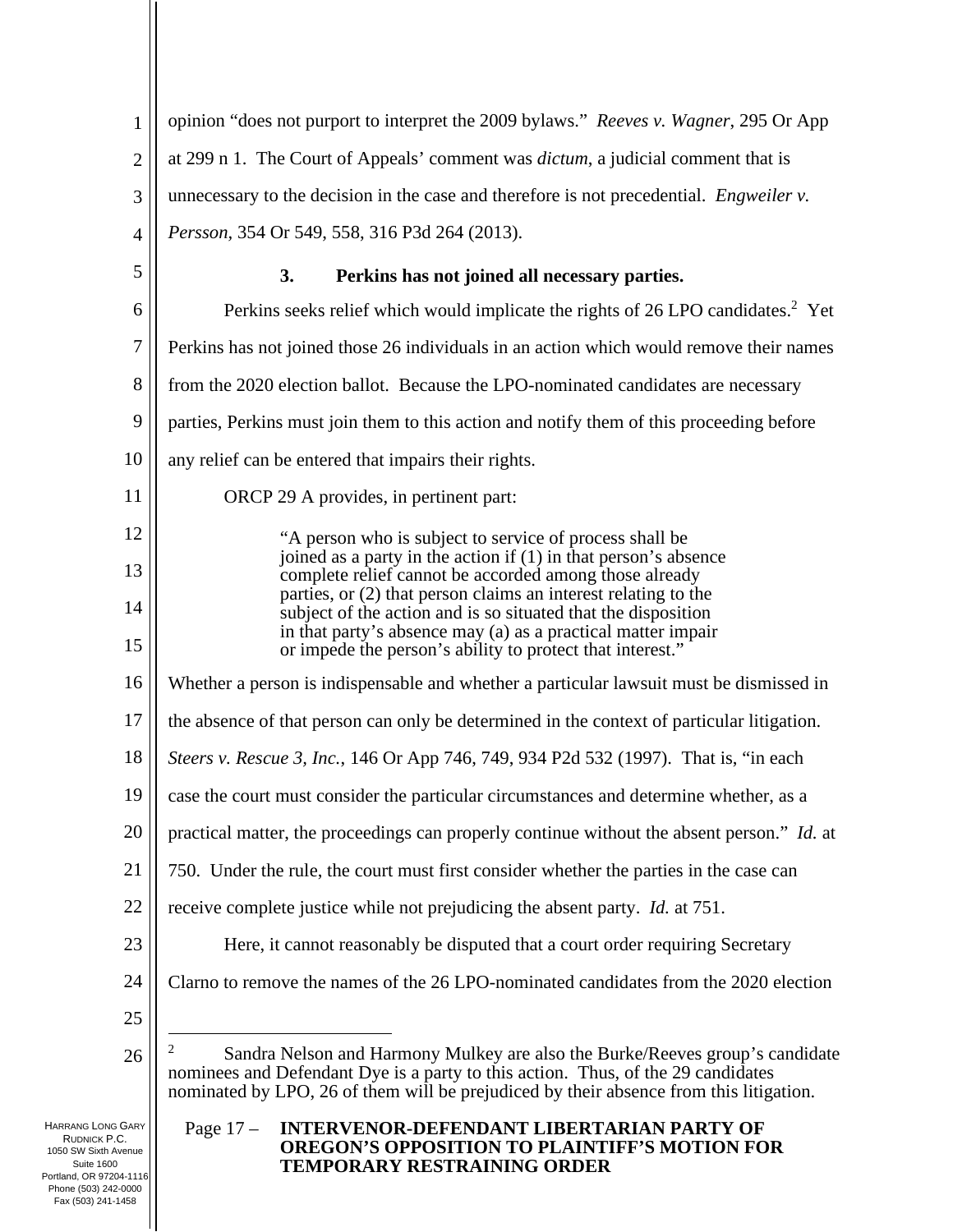opinion "does not purport to interpret the 2009 bylaws." *Reeves v. Wagner*, 295 Or App at 299 n 1. The Court of Appeals' comment was *dictum*, a judicial comment that is unnecessary to the decision in the case and therefore is not precedential. *Engweiler v. Persson*, 354 Or 549, 558, 316 P3d 264 (2013).

### 3. Perkins has not joined all necessary parties.

Perkins seeks relief which would implicate the rights of 26 LPO candidates.[2] Yet Perkins has not joined those 26 individuals in an action which would remove their names from the 2020 election ballot. Because the LPO-nominated candidates are necessary parties, Perkins must join them to this action and notify them of this proceeding before any relief can be entered that impairs their rights.

ORCP 29 A provides, in pertinent part:

> "A person who is subject to service of process shall be joined as a party in the action if (1) in that person's absence complete relief cannot be accorded among those already parties, or (2) that person claims an interest relating to the subject of the action and is so situated that the disposition in that party's absence may (a) as a practical matter impair or impede the person's ability to protect that interest."

Whether a person is indispensable and whether a particular lawsuit must be dismissed in the absence of that person can only be determined in the context of particular litigation. *Steers v. Rescue 3, Inc.*, 146 Or App 746, 749, 934 P2d 532 (1997). That is, "in each case the court must consider the particular circumstances and determine whether, as a practical matter, the proceedings can properly continue without the absent person." *Id.* at 750. Under the rule, the court must first consider whether the parties in the case can receive complete justice while not prejudicing the absent party. *Id.* at 751.

Here, it cannot reasonably be disputed that a court order requiring Secretary Clarno to remove the names of the 26 LPO-nominated candidates from the 2020 election

---

[2] Sandra Nelson and Harmony Mulkey are also the Burke/Reeves group's candidate nominees and Defendant Dye is a party to this action. Thus, of the 29 candidates nominated by LPO, 26 of them will be prejudiced by their absence from this litigation.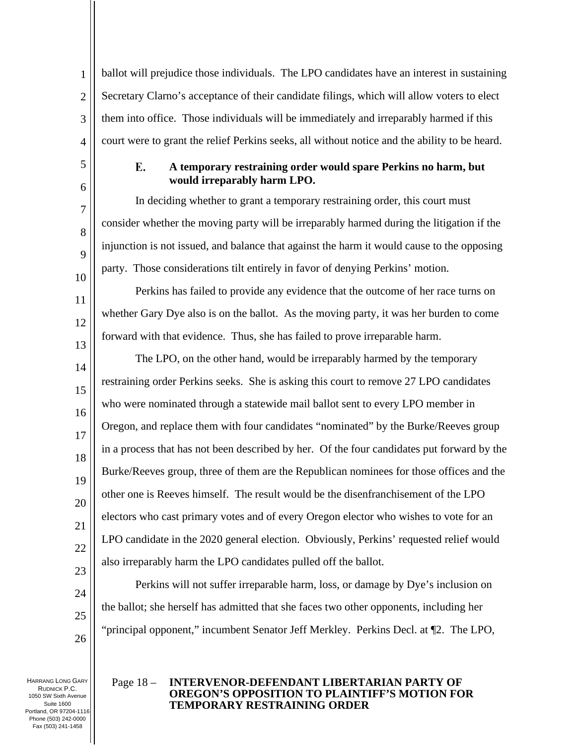ballot will prejudice those individuals. The LPO candidates have an interest in sustaining Secretary Clarno's acceptance of their candidate filings, which will allow voters to elect them into office. Those individuals will be immediately and irreparably harmed if this court were to grant the relief Perkins seeks, all without notice and the ability to be heard.

### E. A temporary restraining order would spare Perkins no harm, but would irreparably harm LPO.

In deciding whether to grant a temporary restraining order, this court must consider whether the moving party will be irreparably harmed during the litigation if the injunction is not issued, and balance that against the harm it would cause to the opposing party. Those considerations tilt entirely in favor of denying Perkins' motion.

Perkins has failed to provide any evidence that the outcome of her race turns on whether Gary Dye also is on the ballot. As the moving party, it was her burden to come forward with that evidence. Thus, she has failed to prove irreparable harm.

The LPO, on the other hand, would be irreparably harmed by the temporary restraining order Perkins seeks. She is asking this court to remove 27 LPO candidates who were nominated through a statewide mail ballot sent to every LPO member in Oregon, and replace them with four candidates "nominated" by the Burke/Reeves group in a process that has not been described by her. Of the four candidates put forward by the Burke/Reeves group, three of them are the Republican nominees for those offices and the other one is Reeves himself. The result would be the disenfranchisement of the LPO electors who cast primary votes and of every Oregon elector who wishes to vote for an LPO candidate in the 2020 general election. Obviously, Perkins' requested relief would also irreparably harm the LPO candidates pulled off the ballot.

Perkins will not suffer irreparable harm, loss, or damage by Dye's inclusion on the ballot; she herself has admitted that she faces two other opponents, including her "principal opponent," incumbent Senator Jeff Merkley. Perkins Decl. at ¶2. The LPO,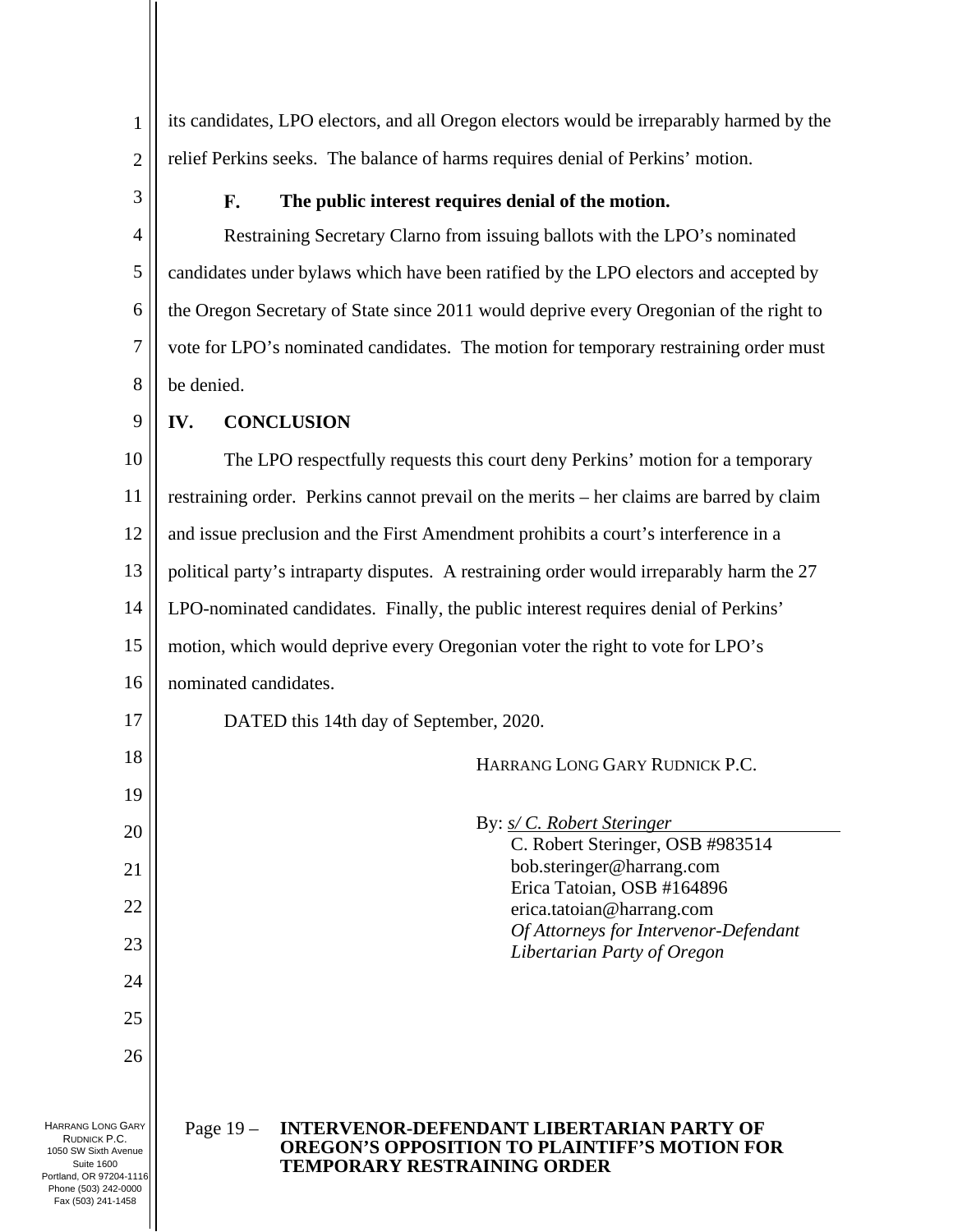its candidates, LPO electors, and all Oregon electors would be irreparably harmed by the relief Perkins seeks. The balance of harms requires denial of Perkins' motion.

### F. The public interest requires denial of the motion.

Restraining Secretary Clarno from issuing ballots with the LPO's nominated candidates under bylaws which have been ratified by the LPO electors and accepted by the Oregon Secretary of State since 2011 would deprive every Oregonian of the right to vote for LPO's nominated candidates. The motion for temporary restraining order must be denied.

## IV. CONCLUSION

The LPO respectfully requests this court deny Perkins' motion for a temporary restraining order. Perkins cannot prevail on the merits – her claims are barred by claim and issue preclusion and the First Amendment prohibits a court's interference in a political party's intraparty disputes. A restraining order would irreparably harm the 27 LPO-nominated candidates. Finally, the public interest requires denial of Perkins' motion, which would deprive every Oregonian voter the right to vote for LPO's nominated candidates.

DATED this 14th day of September, 2020.

HARRANG LONG GARY RUDNICK P.C.

By: *s/ C. Robert Steringer*
C. Robert Steringer, OSB #983514
bob.steringer@harrang.com
Erica Tatoian, OSB #164896
erica.tatoian@harrang.com
*Of Attorneys for Intervenor-Defendant Libertarian Party of Oregon*

**INTERVENOR-DEFENDANT LIBERTARIAN PARTY OF OREGON'S OPPOSITION TO PLAINTIFF'S MOTION FOR TEMPORARY RESTRAINING ORDER**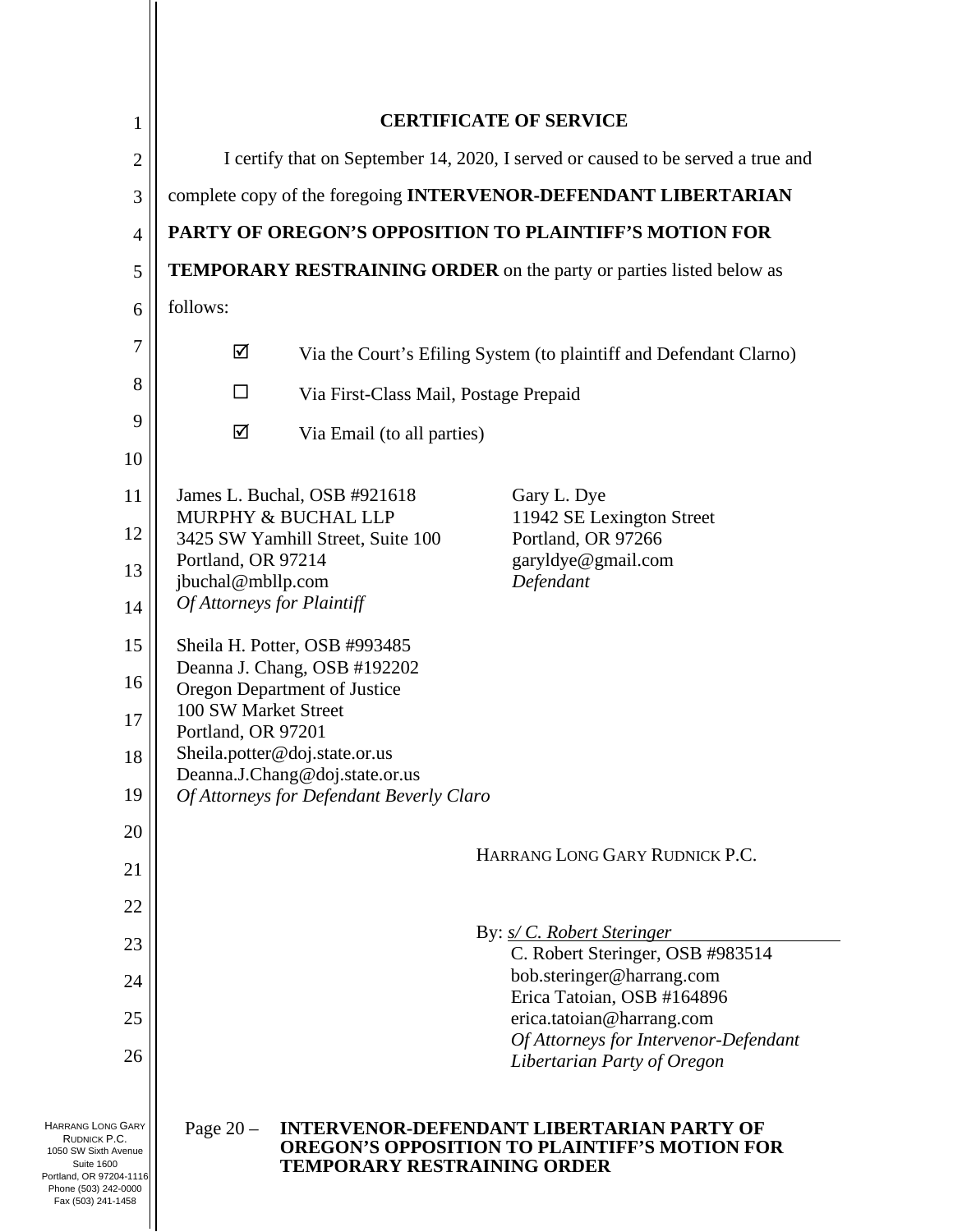**CERTIFICATE OF SERVICE**

I certify that on September 14, 2020, I served or caused to be served a true and complete copy of the foregoing **INTERVENOR-DEFENDANT LIBERTARIAN PARTY OF OREGON'S OPPOSITION TO PLAINTIFF'S MOTION FOR TEMPORARY RESTRAINING ORDER** on the party or parties listed below as follows:

☑ Via the Court's Efiling System (to plaintiff and Defendant Clarno)

☐ Via First-Class Mail, Postage Prepaid

☑ Via Email (to all parties)

James L. Buchal, OSB #921618
MURPHY & BUCHAL LLP
3425 SW Yamhill Street, Suite 100
Portland, OR 97214
jbuchal@mbllp.com
*Of Attorneys for Plaintiff*

Gary L. Dye
11942 SE Lexington Street
Portland, OR 97266
garyldye@gmail.com
*Defendant*

Sheila H. Potter, OSB #993485
Deanna J. Chang, OSB #192202
Oregon Department of Justice
100 SW Market Street
Portland, OR 97201
Sheila.potter@doj.state.or.us
Deanna.J.Chang@doj.state.or.us
*Of Attorneys for Defendant Beverly Claro*

HARRANG LONG GARY RUDNICK P.C.

By: *s/ C. Robert Steringer*
C. Robert Steringer, OSB #983514
bob.steringer@harrang.com
Erica Tatoian, OSB #164896
erica.tatoian@harrang.com
*Of Attorneys for Intervenor-Defendant Libertarian Party of Oregon*